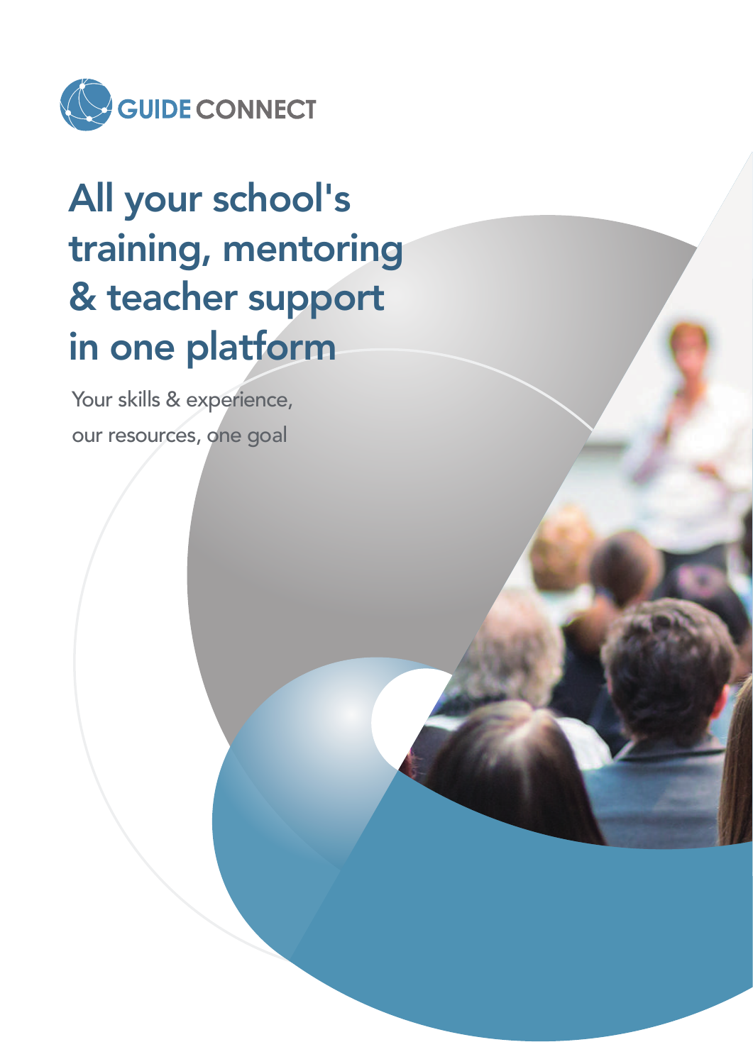GUIDE CONNECT

# All your school's training, mentoring & teacher support in one platform

Your skills & experience,
our resources, one goal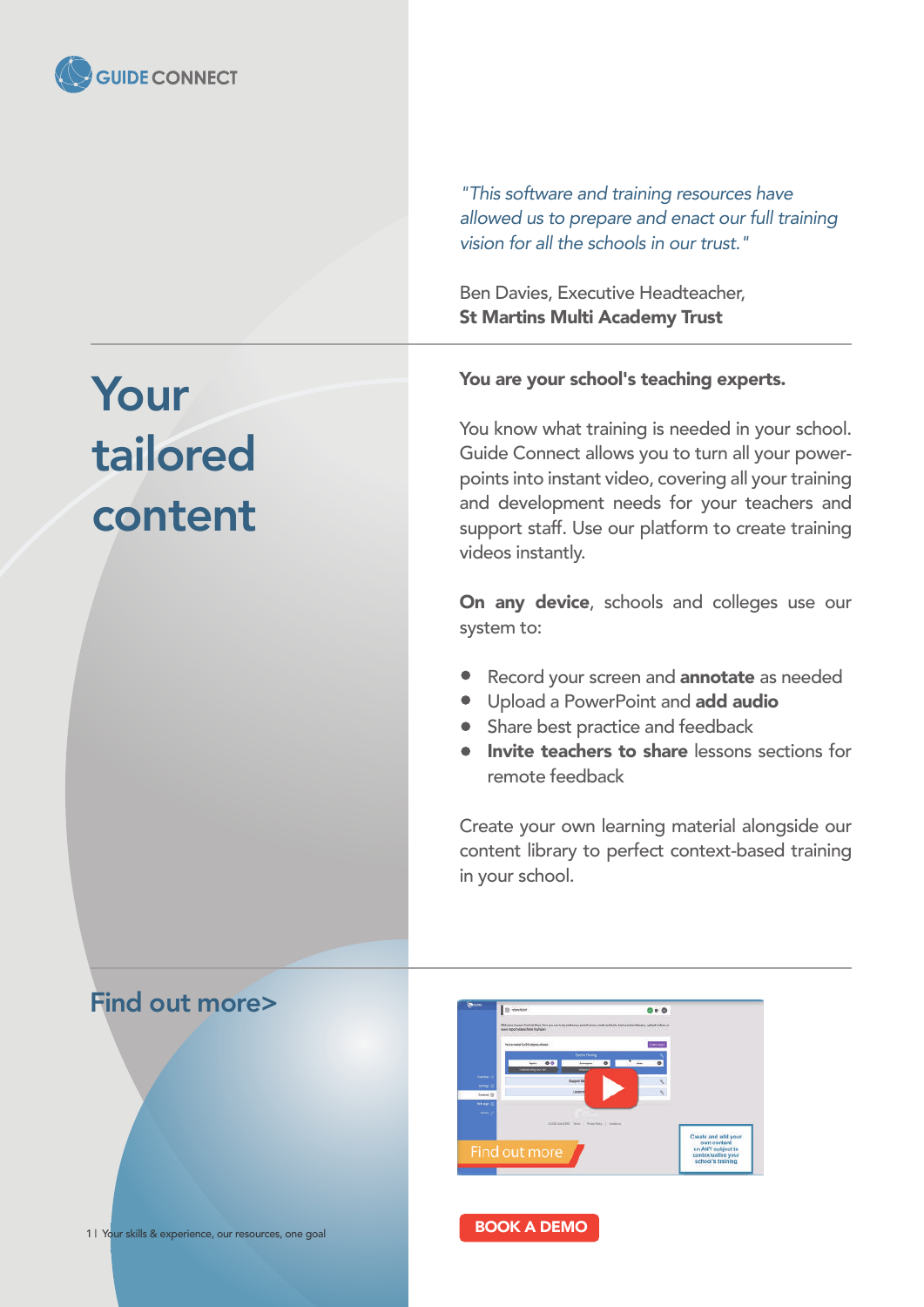GUIDE CONNECT

*"This software and training resources have allowed us to prepare and enact our full training vision for all the schools in our trust."*

Ben Davies, Executive Headteacher,
**St Martins Multi Academy Trust**

# Your tailored content

**You are your school's teaching experts.**

You know what training is needed in your school. Guide Connect allows you to turn all your power-points into instant video, covering all your training and development needs for your teachers and support staff. Use our platform to create training videos instantly.

**On any device**, schools and colleges use our system to:

- Record your screen and **annotate** as needed
- Upload a PowerPoint and **add audio**
- Share best practice and feedback
- **Invite teachers to share** lessons sections for remote feedback

Create your own learning material alongside our content library to perfect context-based training in your school.

## Find out more>

Find out more

Create and add your own content on ANY subject to contextualise your school's training

BOOK A DEMO

Your skills & experience, our resources, one goal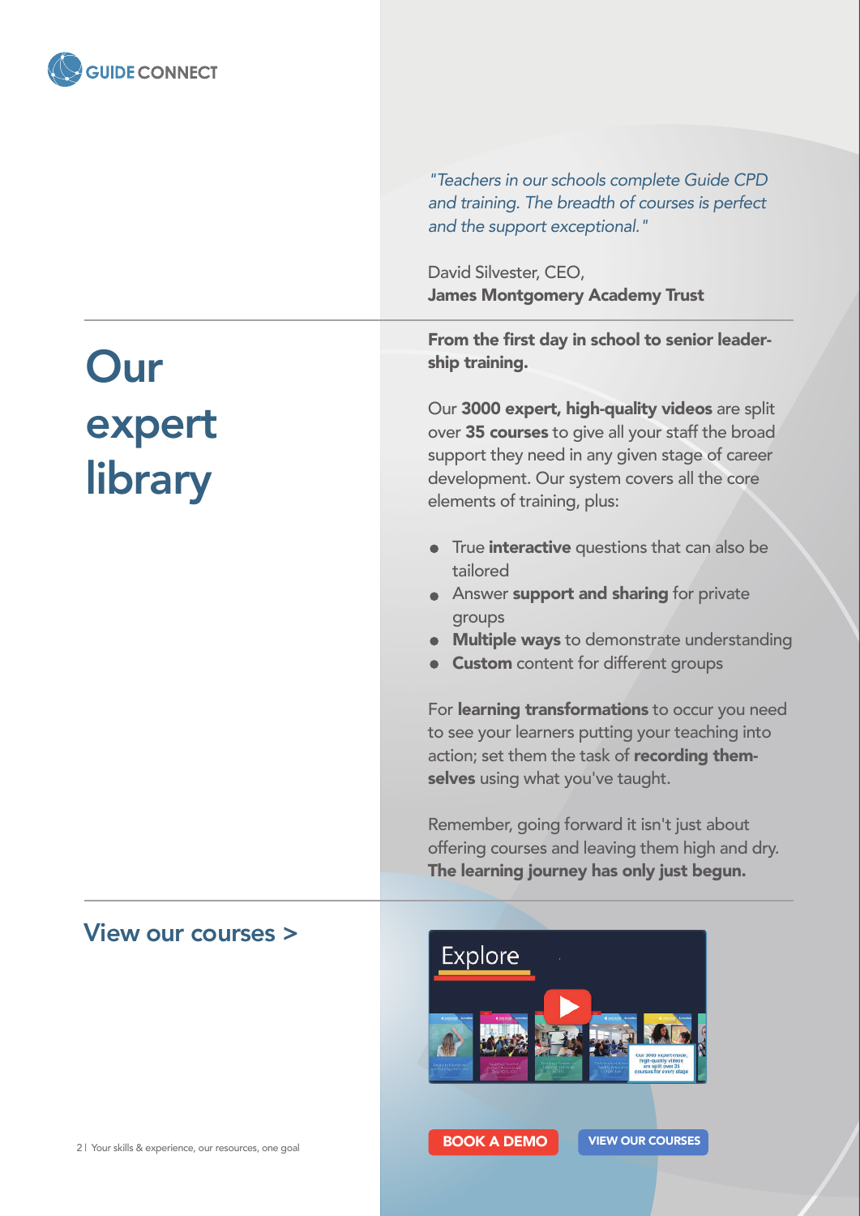GUIDE CONNECT

*"Teachers in our schools complete Guide CPD and training. The breadth of courses is perfect and the support exceptional."*

David Silvester, CEO,
**James Montgomery Academy Trust**

# Our expert library

**From the first day in school to senior leadership training.**

Our **3000 expert, high-quality videos** are split over **35 courses** to give all your staff the broad support they need in any given stage of career development. Our system covers all the core elements of training, plus:

- True **interactive** questions that can also be tailored
- Answer **support and sharing** for private groups
- **Multiple ways** to demonstrate understanding
- **Custom** content for different groups

For **learning transformations** to occur you need to see your learners putting your teaching into action; set them the task of **recording themselves** using what you've taught.

Remember, going forward it isn't just about offering courses and leaving them high and dry. **The learning journey has only just begun.**

## View our courses >

Explore

BOOK A DEMO

VIEW OUR COURSES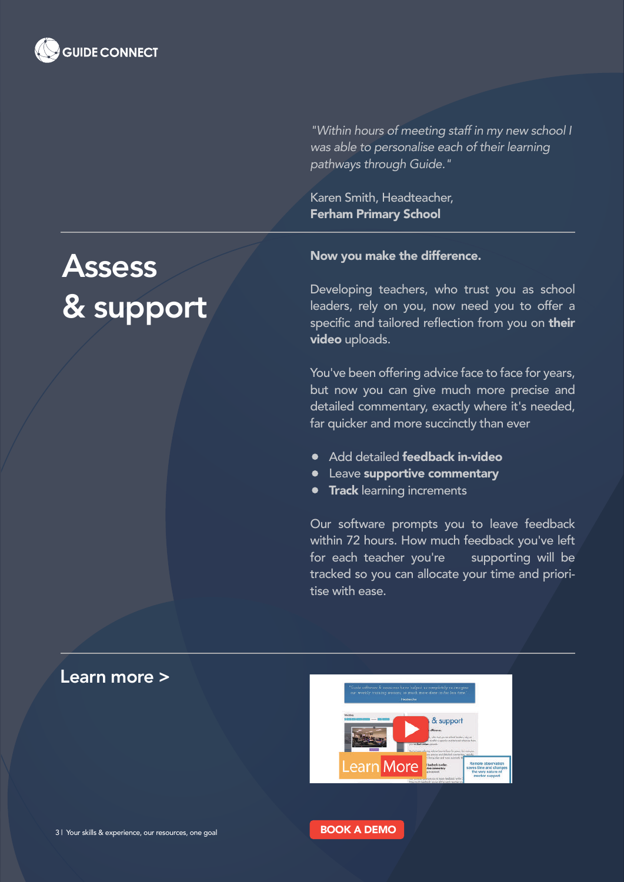GUIDE CONNECT

*"Within hours of meeting staff in my new school I was able to personalise each of their learning pathways through Guide."*

Karen Smith, Headteacher,
**Ferham Primary School**

# Assess & support

**Now you make the difference.**

Developing teachers, who trust you as school leaders, rely on you, now need you to offer a specific and tailored reflection from you on **their video** uploads.

You've been offering advice face to face for years, but now you can give much more precise and detailed commentary, exactly where it's needed, far quicker and more succinctly than ever

- Add detailed **feedback in-video**
- Leave **supportive commentary**
- **Track** learning increments

Our software prompts you to leave feedback within 72 hours. How much feedback you've left for each teacher you're supporting will be tracked so you can allocate your time and prioritise with ease.

## Learn more >

BOOK A DEMO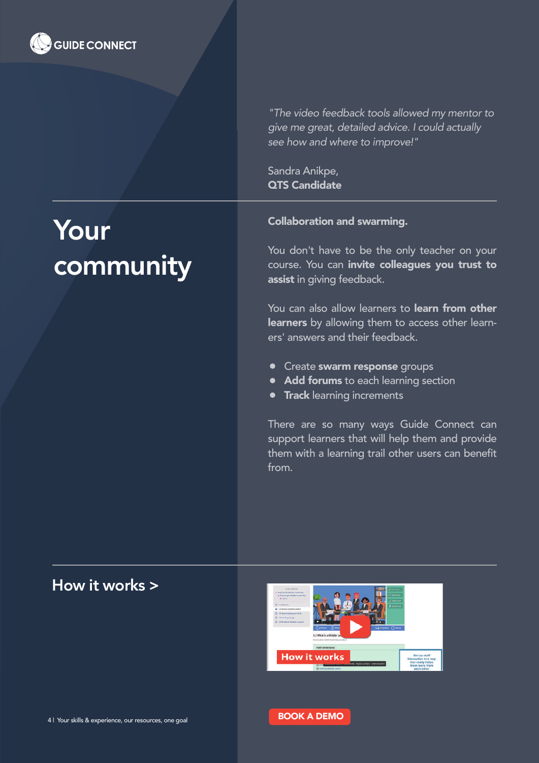GUIDE CONNECT

*"The video feedback tools allowed my mentor to give me great, detailed advice. I could actually see how and where to improve!"*

Sandra Anikpe,
**QTS Candidate**

# Your community

**Collaboration and swarming.**

You don't have to be the only teacher on your course. You can **invite colleagues you trust to assist** in giving feedback.

You can also allow learners to **learn from other learners** by allowing them to access other learners' answers and their feedback.

- Create **swarm response** groups
- **Add forums** to each learning section
- **Track** learning increments

There are so many ways Guide Connect can support learners that will help them and provide them with a learning trail other users can benefit from.

## How it works >

BOOK A DEMO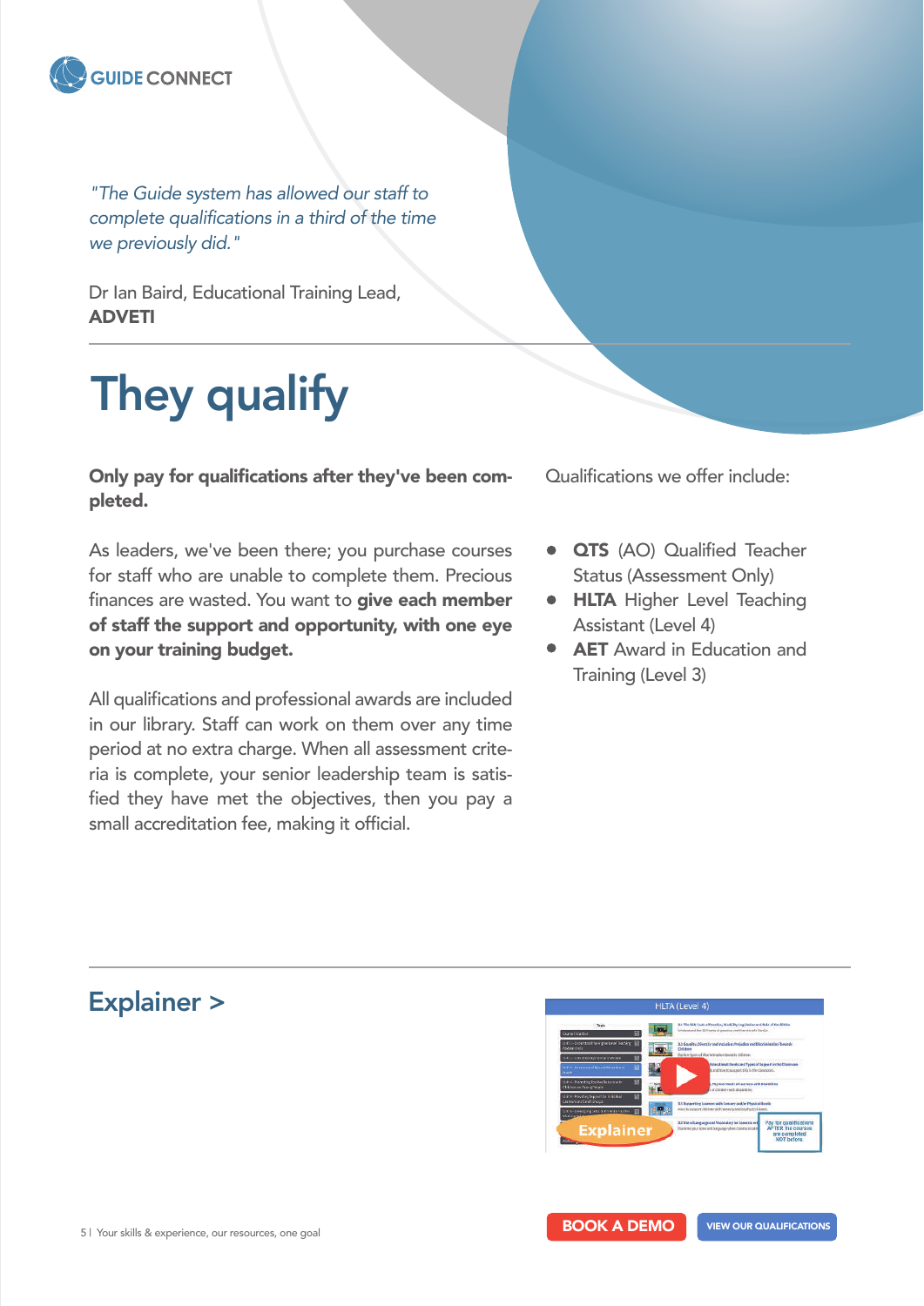GUIDE CONNECT

*"The Guide system has allowed our staff to complete qualifications in a third of the time we previously did."*

Dr Ian Baird, Educational Training Lead,
**ADVETI**

# They qualify

**Only pay for qualifications after they've been completed.**

As leaders, we've been there; you purchase courses for staff who are unable to complete them. Precious finances are wasted. You want to **give each member of staff the support and opportunity, with one eye on your training budget.**

All qualifications and professional awards are included in our library. Staff can work on them over any time period at no extra charge. When all assessment criteria is complete, your senior leadership team is satisfied they have met the objectives, then you pay a small accreditation fee, making it official.

Qualifications we offer include:

- **QTS** (AO) Qualified Teacher Status (Assessment Only)
- **HLTA** Higher Level Teaching Assistant (Level 4)
- **AET** Award in Education and Training (Level 3)

## Explainer >

BOOK A DEMO

VIEW OUR QUALIFICATIONS

Your skills & experience, our resources, one goal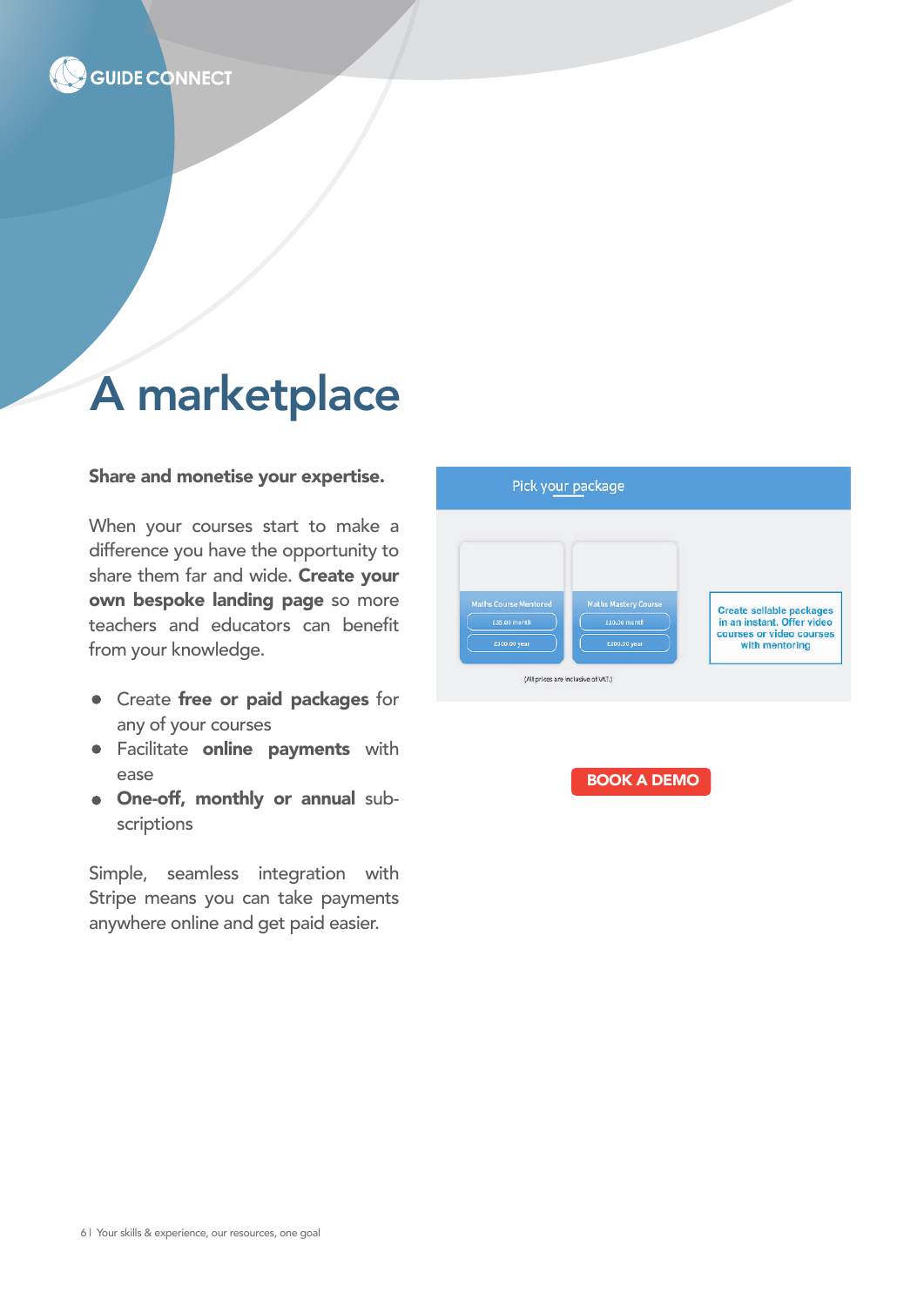GUIDE CONNECT

# A marketplace

**Share and monetise your expertise.**

When your courses start to make a difference you have the opportunity to share them far and wide. **Create your own bespoke landing page** so more teachers and educators can benefit from your knowledge.

- Create **free or paid packages** for any of your courses
- Facilitate **online payments** with ease
- **One-off, monthly or annual** subscriptions

Simple, seamless integration with Stripe means you can take payments anywhere online and get paid easier.

Pick your package

Maths Course Mentored

£35.00 month

£300.00 year

Maths Mastery Course

£10.00 month

£100.00 year

(All prices are inclusive of VAT.)

Create sellable packages in an instant. Offer video courses or video courses with mentoring

BOOK A DEMO

Your skills & experience, our resources, one goal